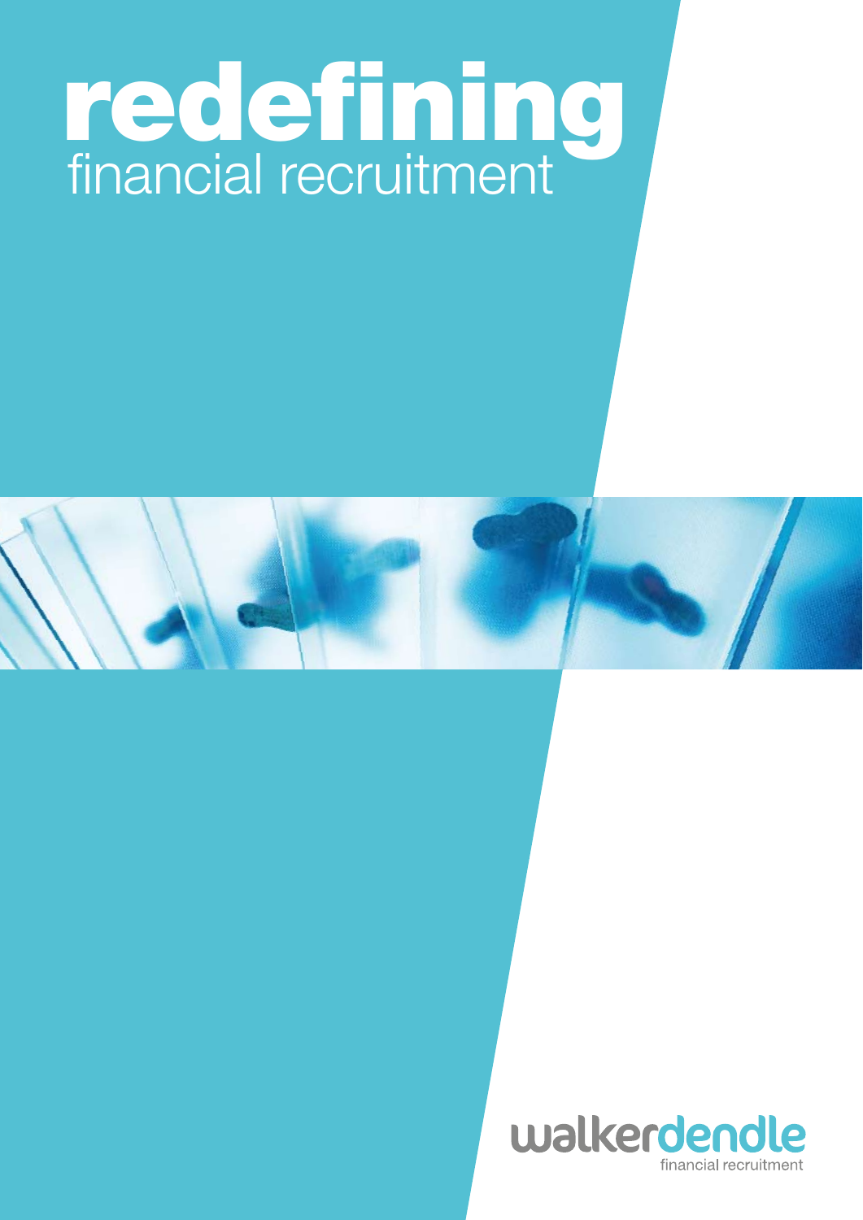# redefining
## financial recruitment

walkerdendle
financial recruitment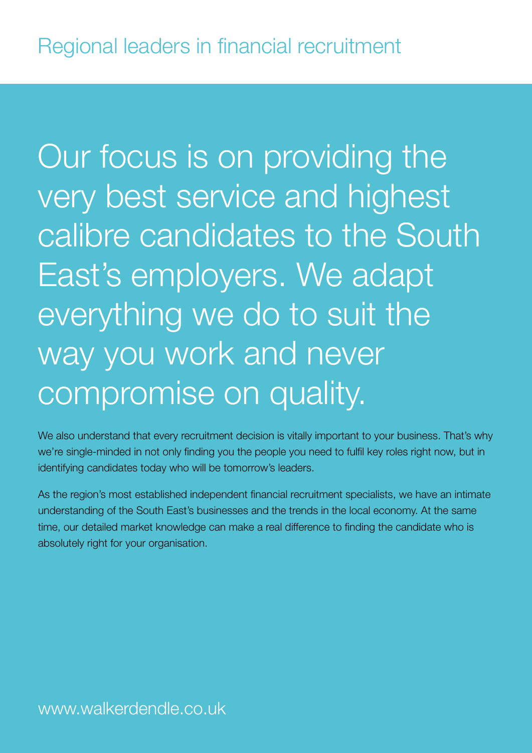# Regional leaders in financial recruitment

## Our focus is on providing the very best service and highest calibre candidates to the South East's employers. We adapt everything we do to suit the way you work and never compromise on quality.

We also understand that every recruitment decision is vitally important to your business. That's why we're single-minded in not only finding you the people you need to fulfil key roles right now, but in identifying candidates today who will be tomorrow's leaders.

As the region's most established independent financial recruitment specialists, we have an intimate understanding of the South East's businesses and the trends in the local economy. At the same time, our detailed market knowledge can make a real difference to finding the candidate who is absolutely right for your organisation.

www.walkerdendle.co.uk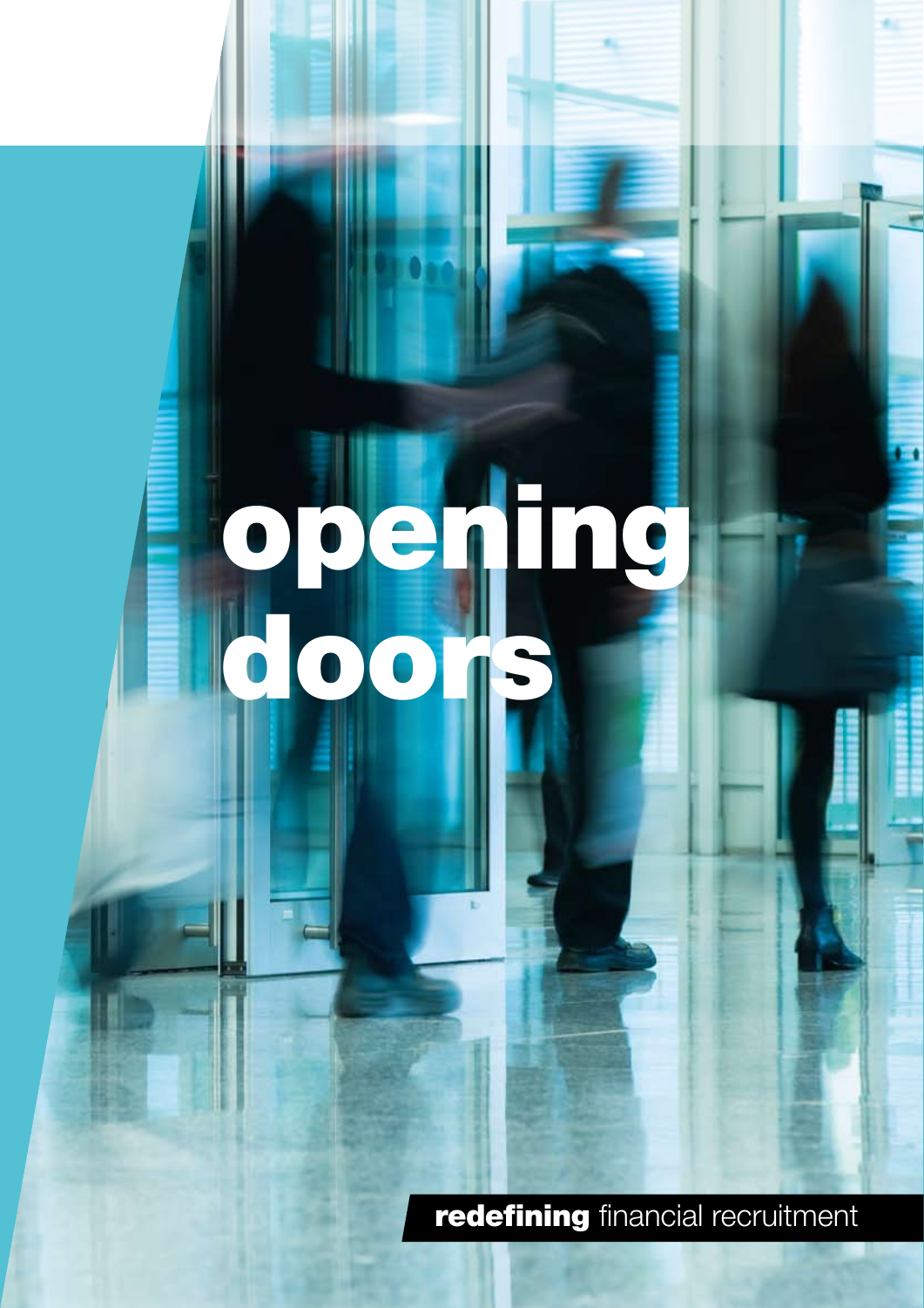# opening doors

**redefining** financial recruitment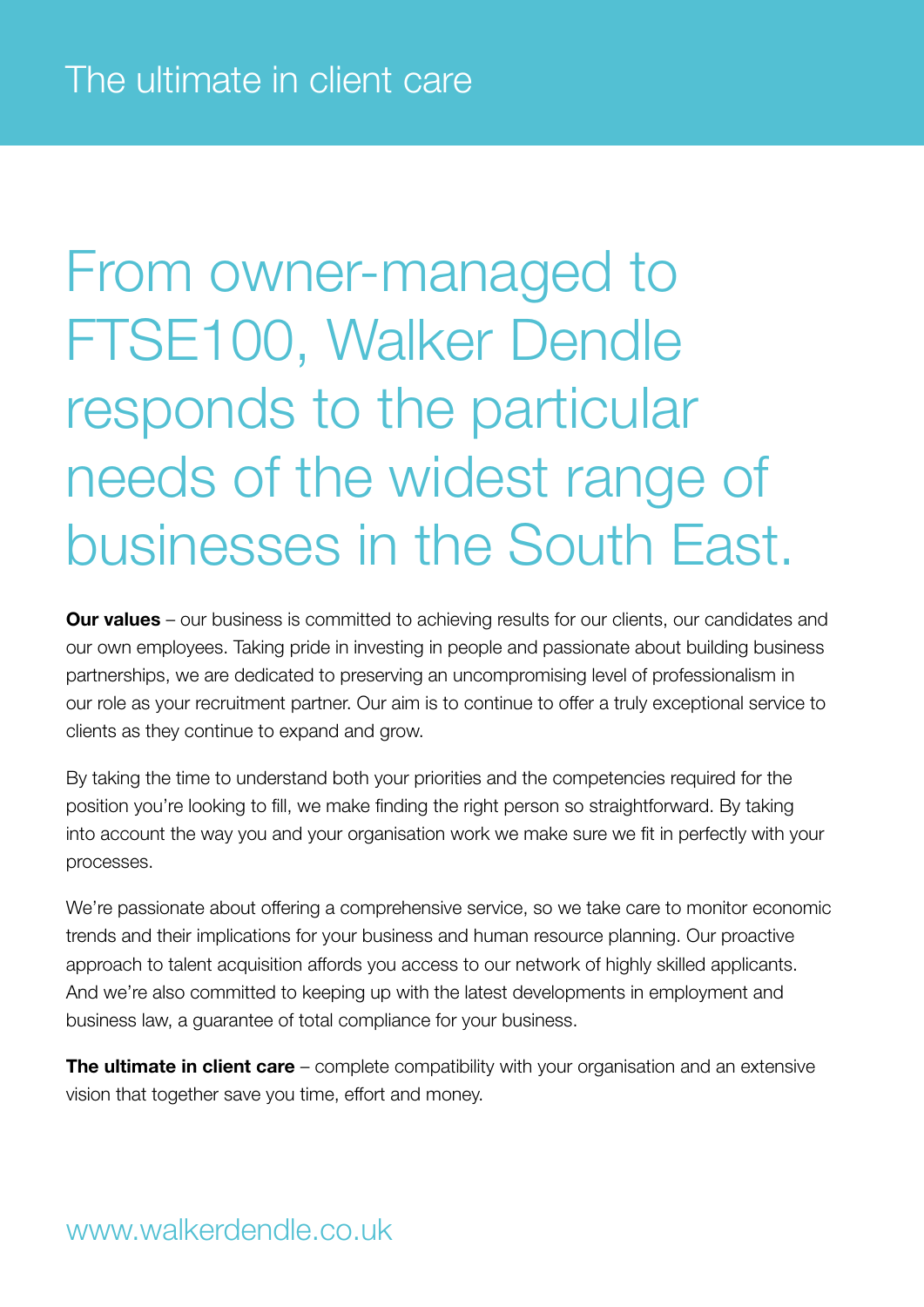# The ultimate in client care

## From owner-managed to FTSE100, Walker Dendle responds to the particular needs of the widest range of businesses in the South East.

**Our values** – our business is committed to achieving results for our clients, our candidates and our own employees. Taking pride in investing in people and passionate about building business partnerships, we are dedicated to preserving an uncompromising level of professionalism in our role as your recruitment partner. Our aim is to continue to offer a truly exceptional service to clients as they continue to expand and grow.

By taking the time to understand both your priorities and the competencies required for the position you're looking to fill, we make finding the right person so straightforward. By taking into account the way you and your organisation work we make sure we fit in perfectly with your processes.

We're passionate about offering a comprehensive service, so we take care to monitor economic trends and their implications for your business and human resource planning. Our proactive approach to talent acquisition affords you access to our network of highly skilled applicants. And we're also committed to keeping up with the latest developments in employment and business law, a guarantee of total compliance for your business.

**The ultimate in client care** – complete compatibility with your organisation and an extensive vision that together save you time, effort and money.

www.walkerdendle.co.uk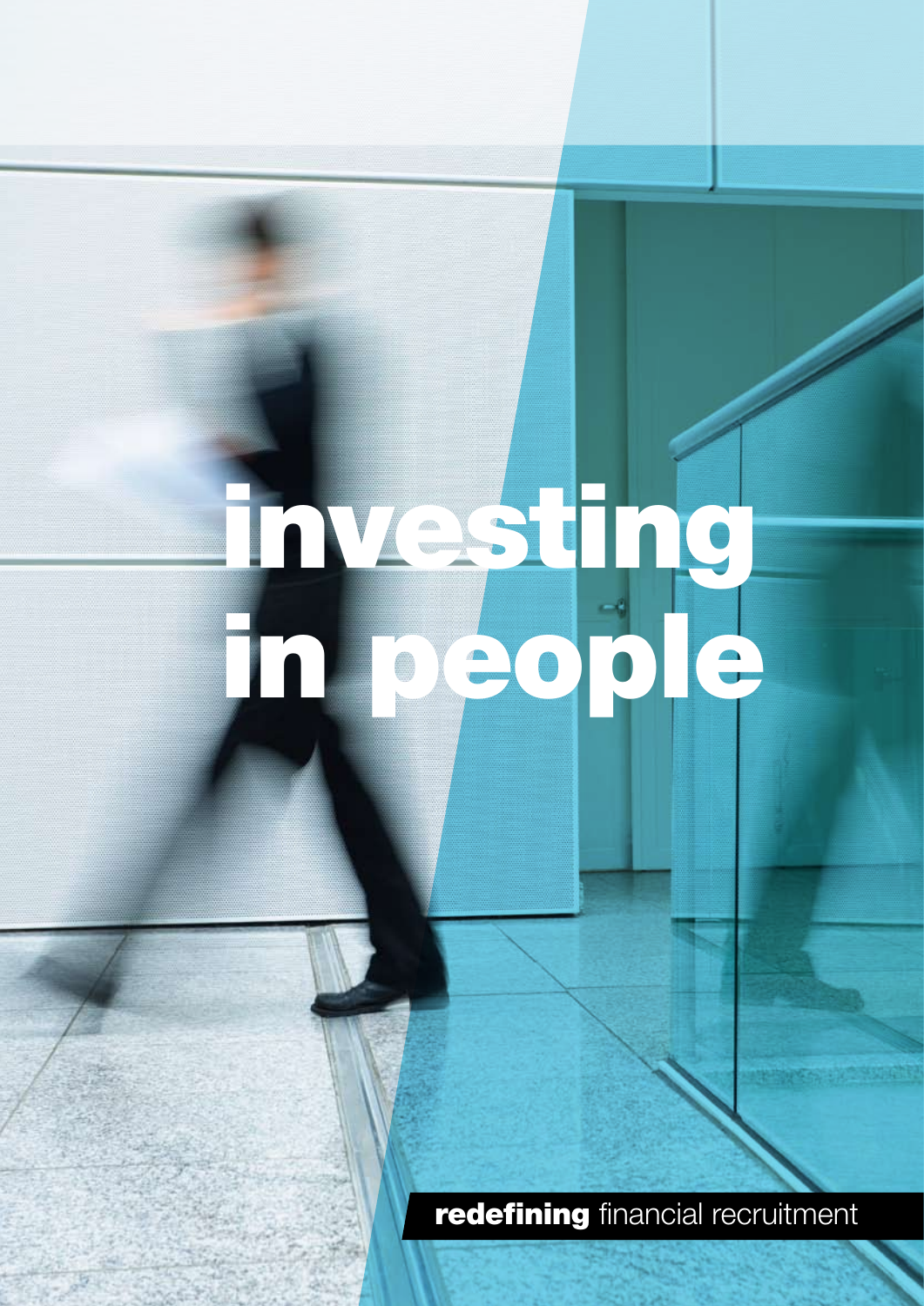# investing in people

**redefining** financial recruitment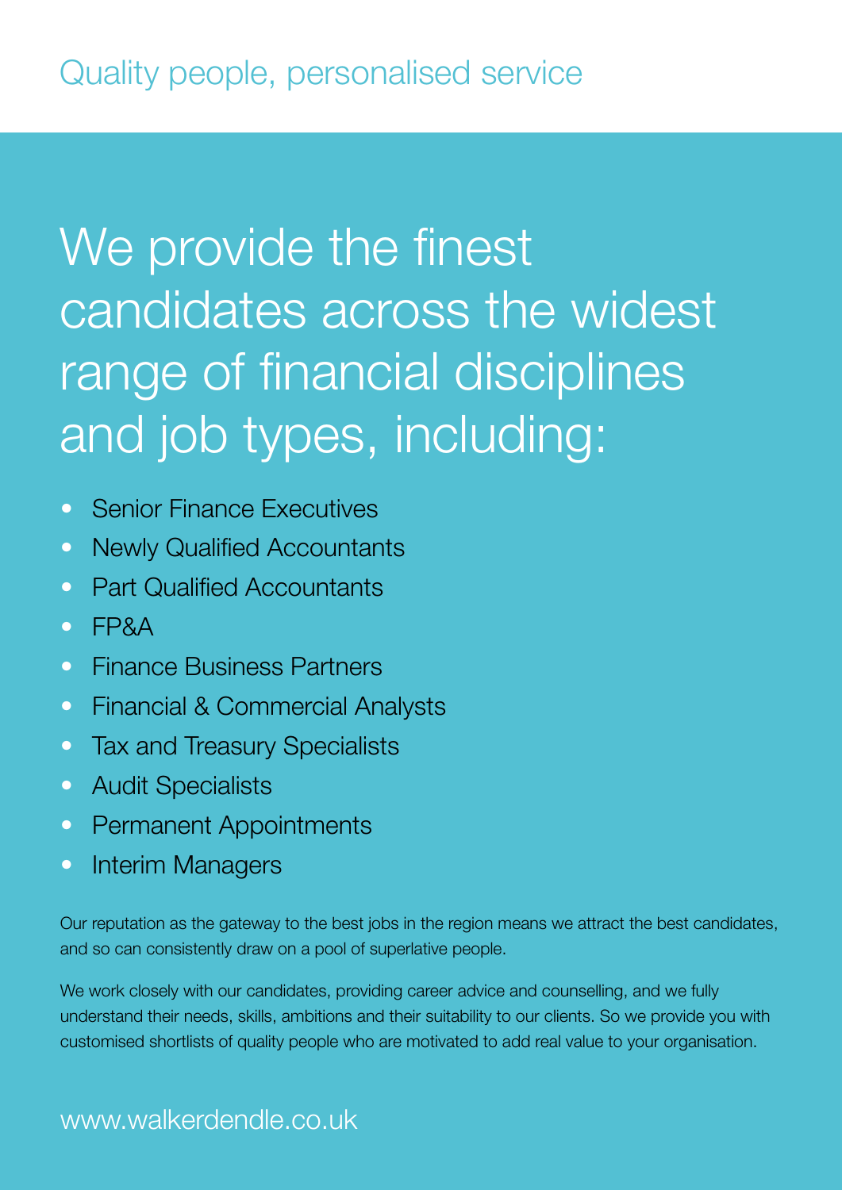Quality people, personalised service

# We provide the finest candidates across the widest range of financial disciplines and job types, including:

- Senior Finance Executives
- Newly Qualified Accountants
- Part Qualified Accountants
- FP&A
- Finance Business Partners
- Financial & Commercial Analysts
- Tax and Treasury Specialists
- Audit Specialists
- Permanent Appointments
- Interim Managers

Our reputation as the gateway to the best jobs in the region means we attract the best candidates, and so can consistently draw on a pool of superlative people.

We work closely with our candidates, providing career advice and counselling, and we fully understand their needs, skills, ambitions and their suitability to our clients. So we provide you with customised shortlists of quality people who are motivated to add real value to your organisation.

www.walkerdendle.co.uk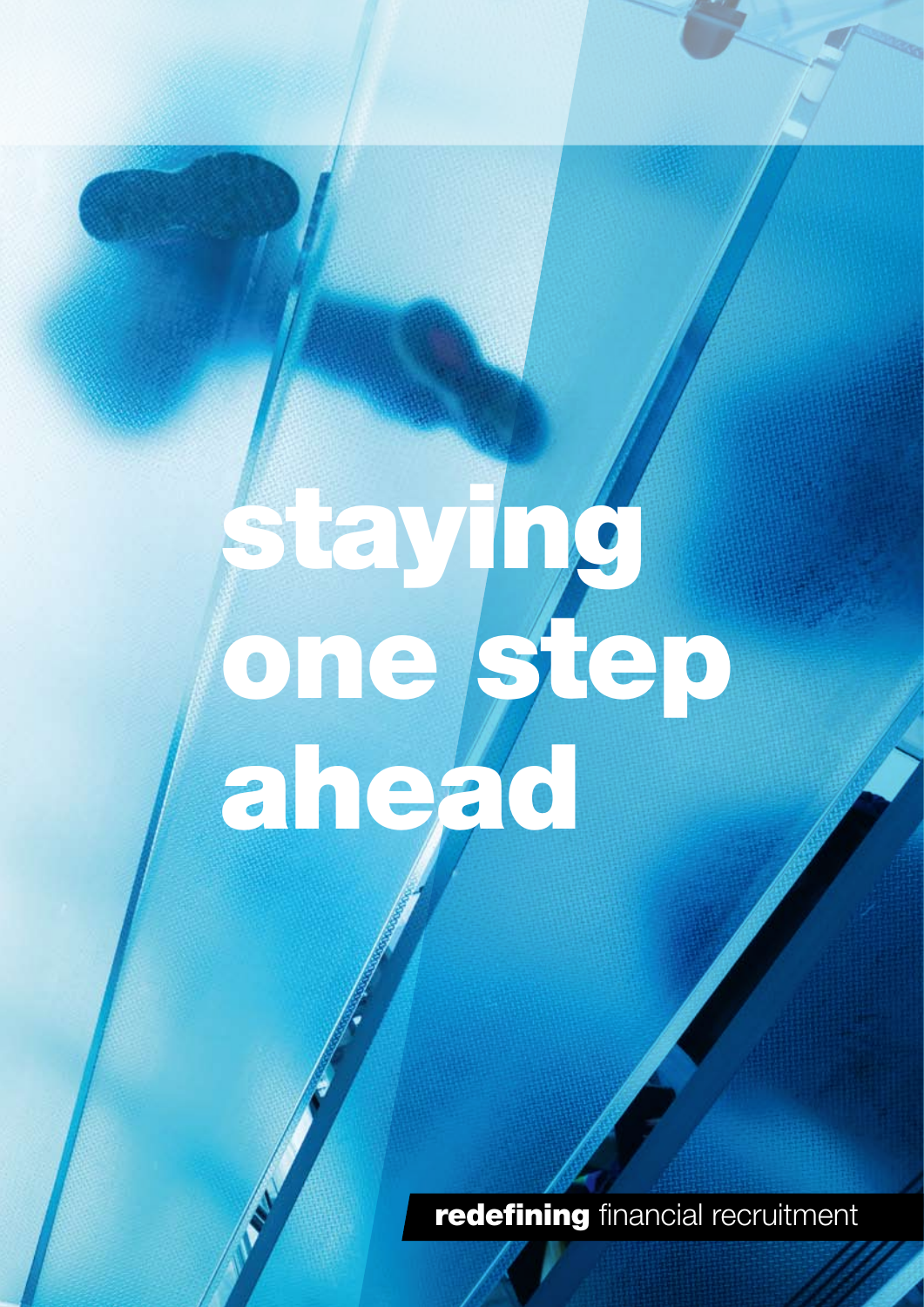# staying one step ahead

**redefining** financial recruitment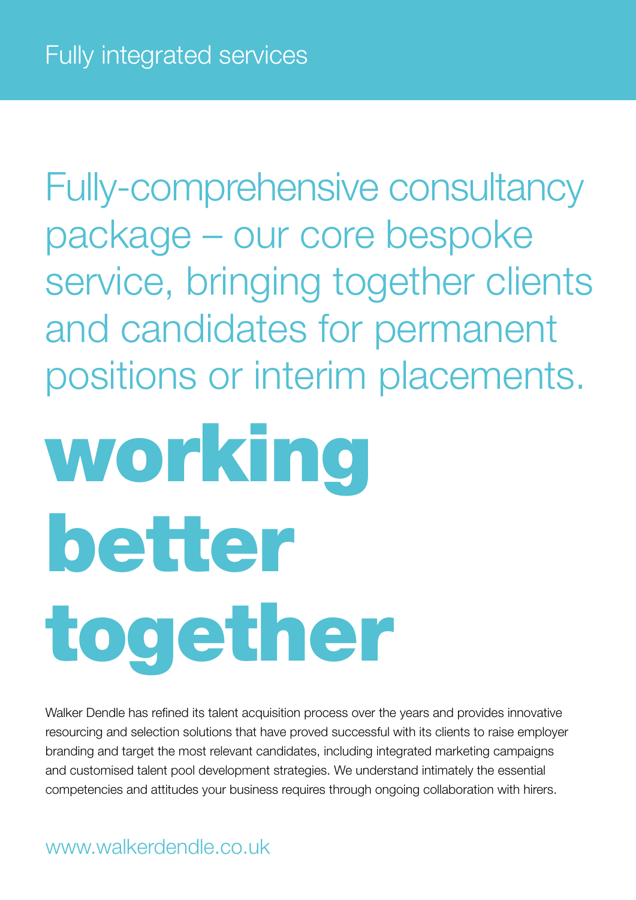## Fully integrated services

Fully-comprehensive consultancy package – our core bespoke service, bringing together clients and candidates for permanent positions or interim placements.

# working better together

Walker Dendle has refined its talent acquisition process over the years and provides innovative resourcing and selection solutions that have proved successful with its clients to raise employer branding and target the most relevant candidates, including integrated marketing campaigns and customised talent pool development strategies. We understand intimately the essential competencies and attitudes your business requires through ongoing collaboration with hirers.

www.walkerdendle.co.uk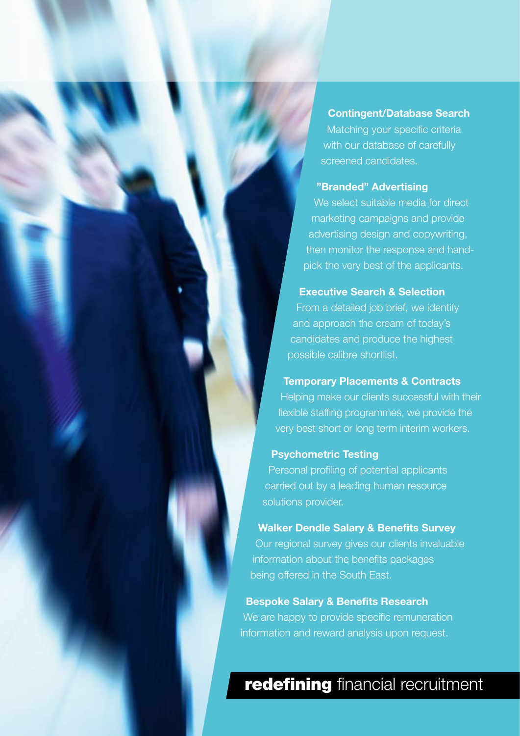### Contingent/Database Search

Matching your specific criteria with our database of carefully screened candidates.

### "Branded" Advertising

We select suitable media for direct marketing campaigns and provide advertising design and copywriting, then monitor the response and hand-pick the very best of the applicants.

### Executive Search & Selection

From a detailed job brief, we identify and approach the cream of today's candidates and produce the highest possible calibre shortlist.

### Temporary Placements & Contracts

Helping make our clients successful with their flexible staffing programmes, we provide the very best short or long term interim workers.

### Psychometric Testing

Personal profiling of potential applicants carried out by a leading human resource solutions provider.

### Walker Dendle Salary & Benefits Survey

Our regional survey gives our clients invaluable information about the benefits packages being offered in the South East.

### Bespoke Salary & Benefits Research

We are happy to provide specific remuneration information and reward analysis upon request.

**redefining** financial recruitment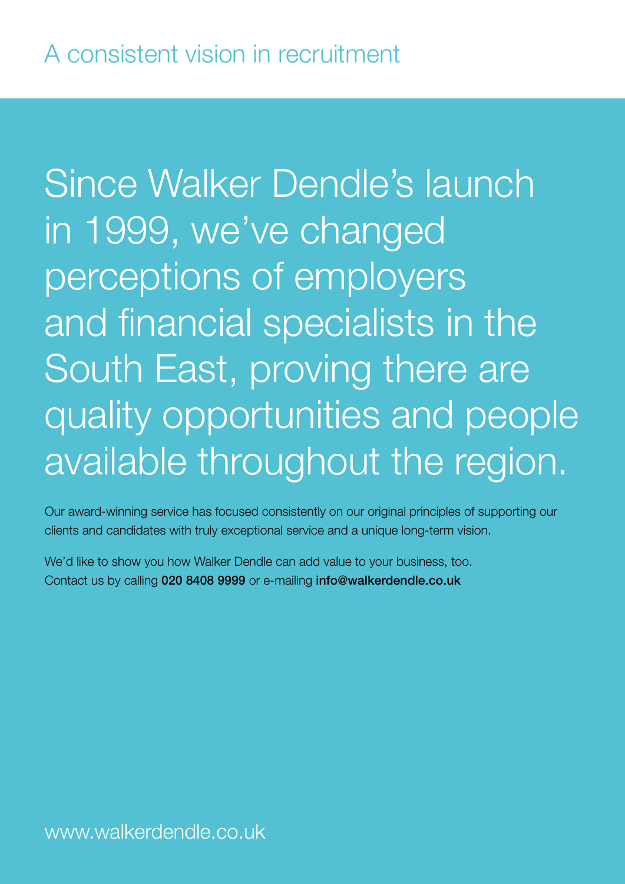# A consistent vision in recruitment

## Since Walker Dendle's launch in 1999, we've changed perceptions of employers and financial specialists in the South East, proving there are quality opportunities and people available throughout the region.

Our award-winning service has focused consistently on our original principles of supporting our clients and candidates with truly exceptional service and a unique long-term vision.

We'd like to show you how Walker Dendle can add value to your business, too. Contact us by calling **020 8408 9999** or e-mailing **info@walkerdendle.co.uk**

www.walkerdendle.co.uk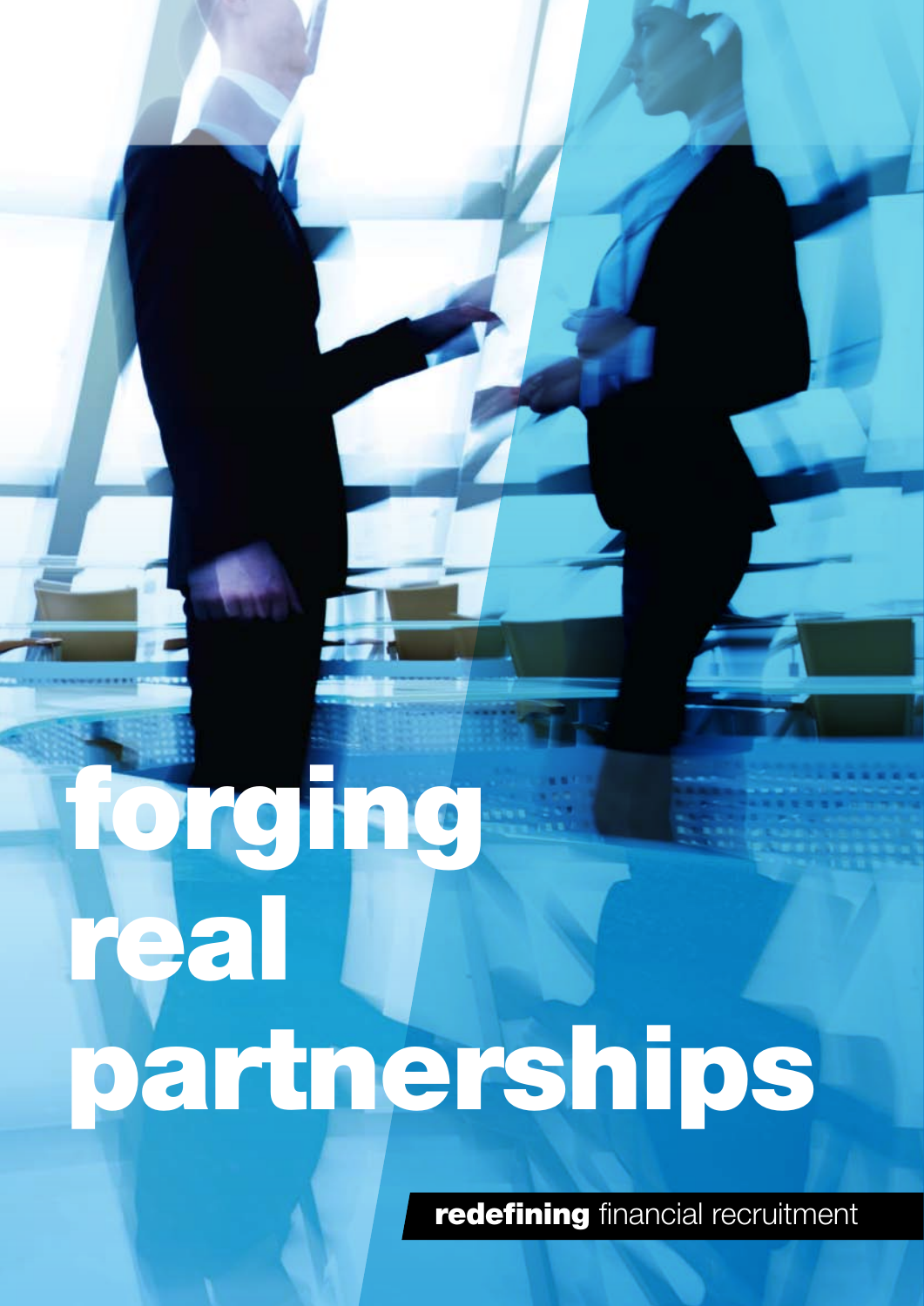# forging real partnerships

**redefining** financial recruitment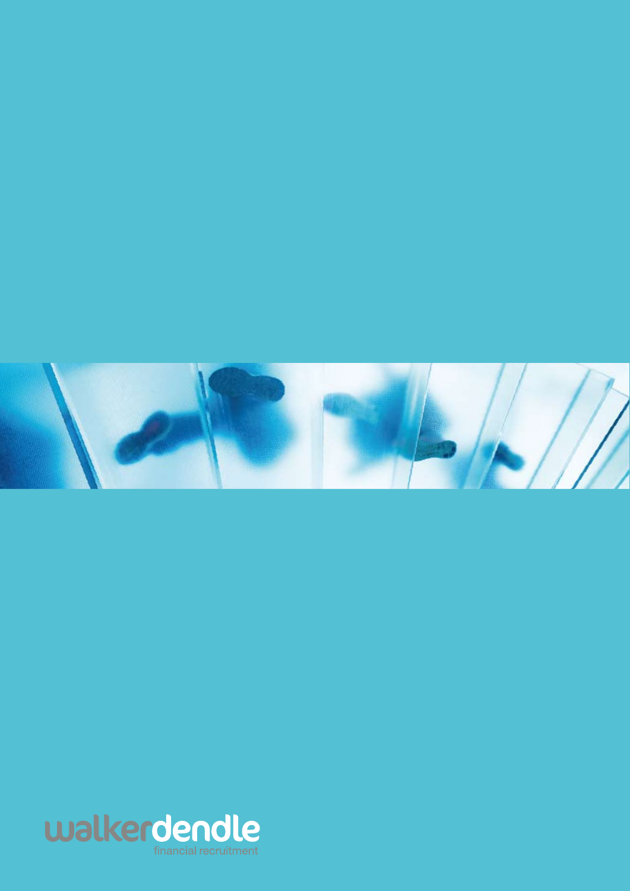walkerdendle

financial recruitment